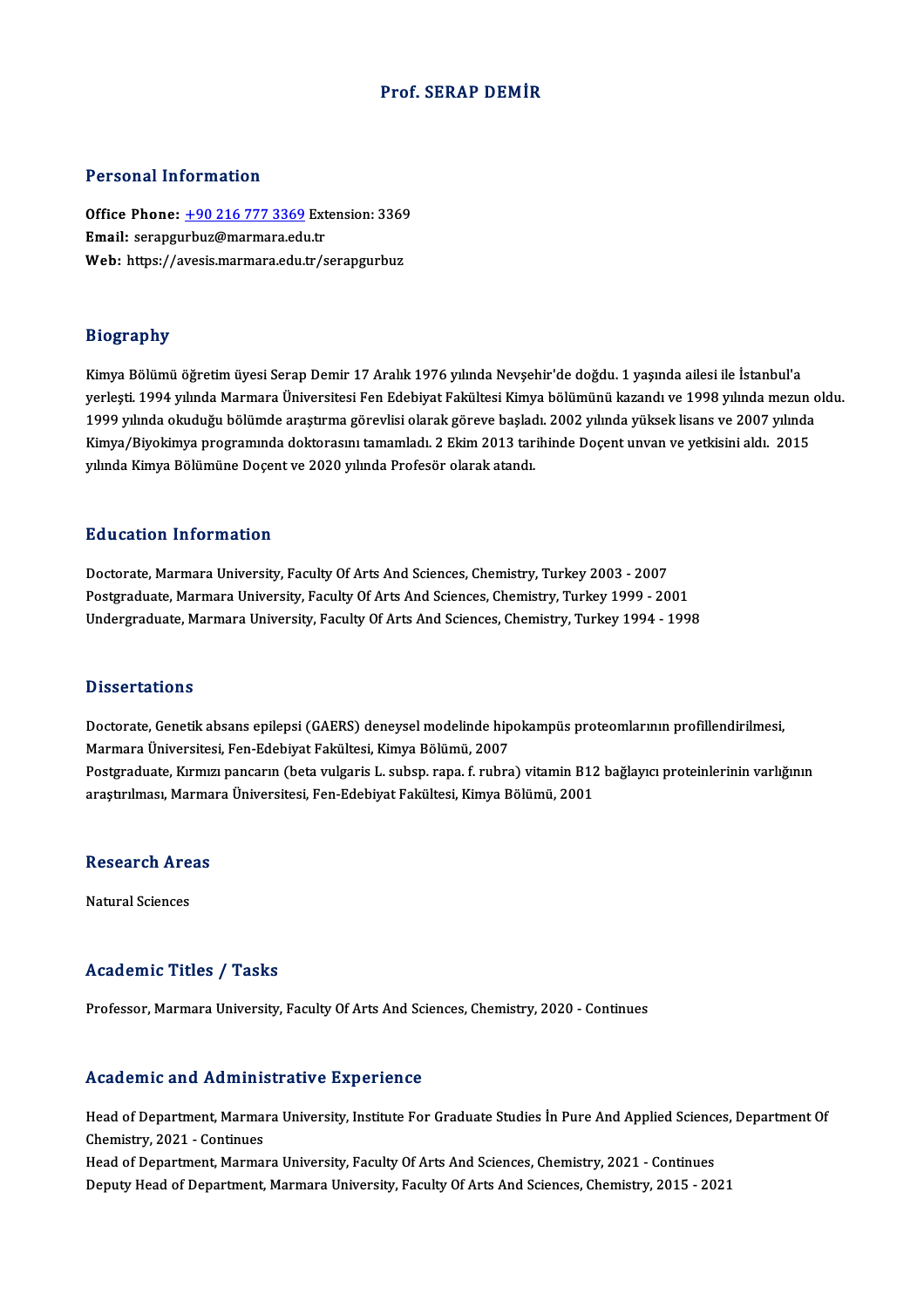# Prof. SERAP DEMİR

## Personal Information

**Office Phone:** +90 216 777 3369 Extension: 3369
**Email:** serapgurbuz@marmara.edu.tr
**Web:** https://avesis.marmara.edu.tr/serapgurbuz

## Biography

Kimya Bölümü öğretim üyesi Serap Demir 17 Aralık 1976 yılında Nevşehir'de doğdu. 1 yaşında ailesi ile İstanbul'a yerleşti. 1994 yılında Marmara Üniversitesi Fen Edebiyat Fakültesi Kimya bölümünü kazandı ve 1998 yılında mezun oldu. 1999 yılında okuduğu bölümde araştırma görevlisi olarak göreve başladı. 2002 yılında yüksek lisans ve 2007 yılında Kimya/Biyokimya programında doktorasını tamamladı. 2 Ekim 2013 tarihinde Doçent unvan ve yetkisini aldı. 2015 yılında Kimya Bölümüne Doçent ve 2020 yılında Profesör olarak atandı.

## Education Information

Doctorate, Marmara University, Faculty Of Arts And Sciences, Chemistry, Turkey 2003 - 2007
Postgraduate, Marmara University, Faculty Of Arts And Sciences, Chemistry, Turkey 1999 - 2001
Undergraduate, Marmara University, Faculty Of Arts And Sciences, Chemistry, Turkey 1994 - 1998

## Dissertations

Doctorate, Genetik absans epilepsi (GAERS) deneysel modelinde hipokampüs proteomlarının profillendirilmesi, Marmara Üniversitesi, Fen-Edebiyat Fakültesi, Kimya Bölümü, 2007
Postgraduate, Kırmızı pancarın (beta vulgaris L. subsp. rapa. f. rubra) vitamin B12 bağlayıcı proteinlerinin varlığının araştırılması, Marmara Üniversitesi, Fen-Edebiyat Fakültesi, Kimya Bölümü, 2001

## Research Areas

Natural Sciences

## Academic Titles / Tasks

Professor, Marmara University, Faculty Of Arts And Sciences, Chemistry, 2020 - Continues

## Academic and Administrative Experience

Head of Department, Marmara University, Institute For Graduate Studies İn Pure And Applied Sciences, Department Of Chemistry, 2021 - Continues
Head of Department, Marmara University, Faculty Of Arts And Sciences, Chemistry, 2021 - Continues
Deputy Head of Department, Marmara University, Faculty Of Arts And Sciences, Chemistry, 2015 - 2021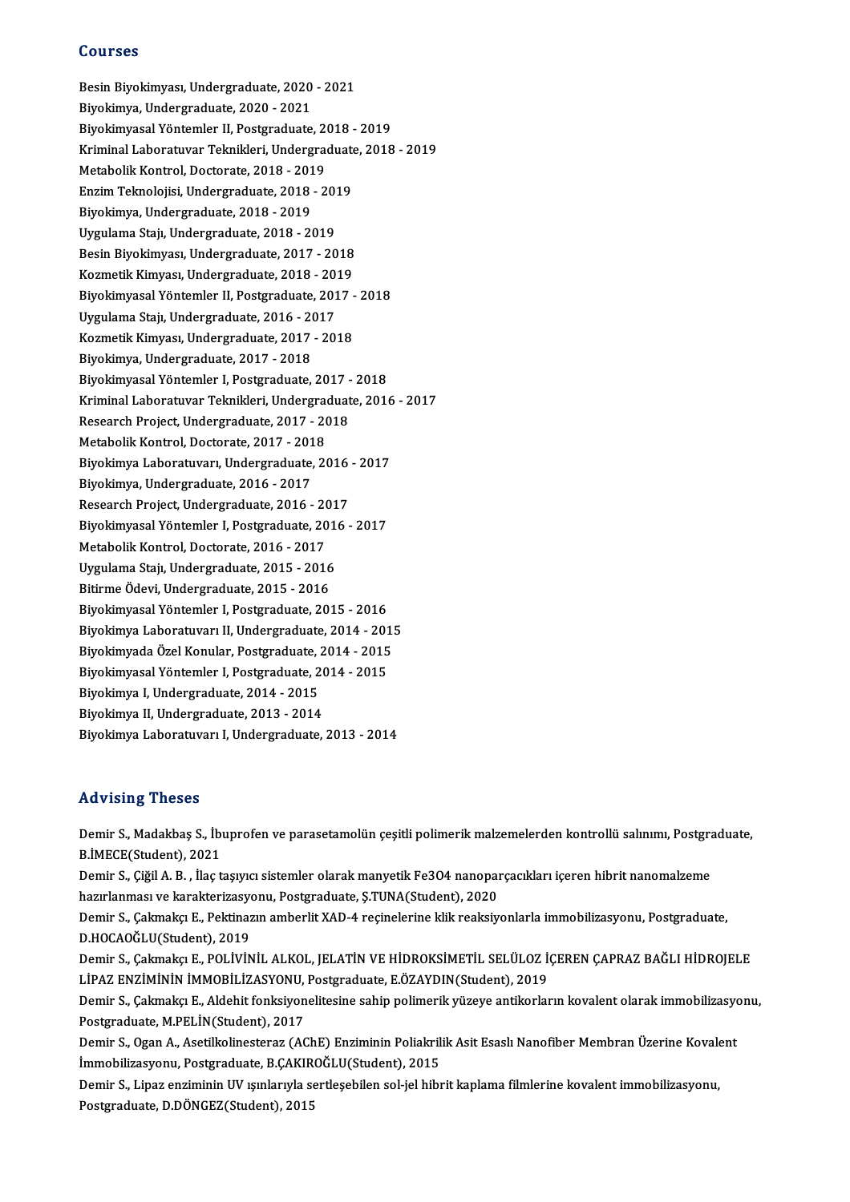## Courses

Besin Biyokimyası, Undergraduate, 2020 - 2021
Biyokimya, Undergraduate, 2020 - 2021
Biyokimyasal Yöntemler II, Postgraduate, 2018 - 2019
Kriminal Laboratuvar Teknikleri, Undergraduate, 2018 - 2019
Metabolik Kontrol, Doctorate, 2018 - 2019
Enzim Teknolojisi, Undergraduate, 2018 - 2019
Biyokimya, Undergraduate, 2018 - 2019
Uygulama Stajı, Undergraduate, 2018 - 2019
Besin Biyokimyası, Undergraduate, 2017 - 2018
Kozmetik Kimyası, Undergraduate, 2018 - 2019
Biyokimyasal Yöntemler II, Postgraduate, 2017 - 2018
Uygulama Stajı, Undergraduate, 2016 - 2017
Kozmetik Kimyası, Undergraduate, 2017 - 2018
Biyokimya, Undergraduate, 2017 - 2018
Biyokimyasal Yöntemler I, Postgraduate, 2017 - 2018
Kriminal Laboratuvar Teknikleri, Undergraduate, 2016 - 2017
Research Project, Undergraduate, 2017 - 2018
Metabolik Kontrol, Doctorate, 2017 - 2018
Biyokimya Laboratuvarı, Undergraduate, 2016 - 2017
Biyokimya, Undergraduate, 2016 - 2017
Research Project, Undergraduate, 2016 - 2017
Biyokimyasal Yöntemler I, Postgraduate, 2016 - 2017
Metabolik Kontrol, Doctorate, 2016 - 2017
Uygulama Stajı, Undergraduate, 2015 - 2016
Bitirme Ödevi, Undergraduate, 2015 - 2016
Biyokimyasal Yöntemler I, Postgraduate, 2015 - 2016
Biyokimya Laboratuvarı II, Undergraduate, 2014 - 2015
Biyokimyada Özel Konular, Postgraduate, 2014 - 2015
Biyokimyasal Yöntemler I, Postgraduate, 2014 - 2015
Biyokimya I, Undergraduate, 2014 - 2015
Biyokimya II, Undergraduate, 2013 - 2014
Biyokimya Laboratuvarı I, Undergraduate, 2013 - 2014

## Advising Theses

Demir S., Madakbaş S., İbuprofen ve parasetamolün çeşitli polimerik malzemelerden kontrollü salınımı, Postgraduate, B.İMECE(Student), 2021

Demir S., Çiğil A. B. , İlaç taşıyıcı sistemler olarak manyetik $Fe_3O_4$ nanoparçacıkları içeren hibrit nanomalzeme hazırlanması ve karakterizasyonu, Postgraduate, Ş.TUNA(Student), 2020

Demir S., Çakmakçı E., Pektinazın amberlit XAD-4 reçinelerine klik reaksiyonlarla immobilizasyonu, Postgraduate, D.HOCAOĞLU(Student), 2019

Demir S., Çakmakçı E., POLİVİNİL ALKOL, JELATİN VE HİDROKSİMETİL SELÜLOZ İÇEREN ÇAPRAZ BAĞLI HİDROJELE LİPAZ ENZİMİNİN İMMOBİLİZASYONU, Postgraduate, E.ÖZAYDIN(Student), 2019

Demir S., Çakmakçı E., Aldehit fonksiyonelitesine sahip polimerik yüzeye antikorların kovalent olarak immobilizasyonu, Postgraduate, M.PELİN(Student), 2017

Demir S., Ogan A., Asetilkolinesteraz (AChE) Enziminin Poliakrilik Asit Esaslı Nanofiber Membran Üzerine Kovalent İmmobilizasyonu, Postgraduate, B.ÇAKIROĞLU(Student), 2015

Demir S., Lipaz enziminin UV ışınlarıyla sertleşebilen sol-jel hibrit kaplama filmlerine kovalent immobilizasyonu, Postgraduate, D.DÖNGEZ(Student), 2015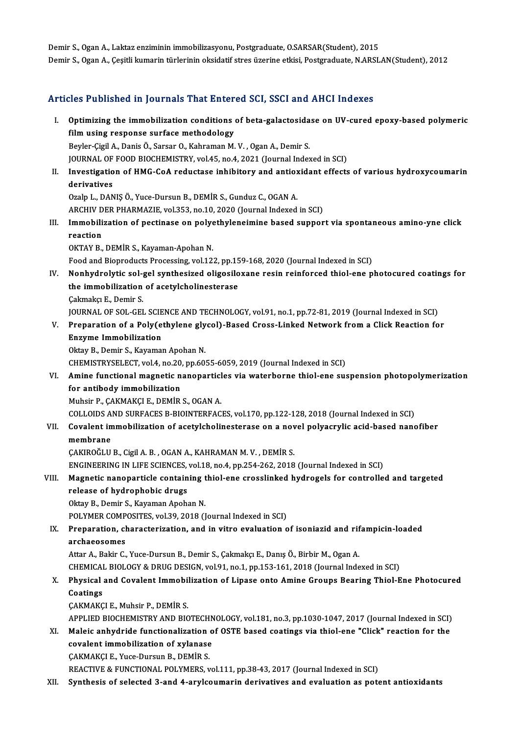Demir S., Ogan A., Laktaz enziminin immobilizasyonu, Postgraduate, O.SARSAR(Student), 2015
Demir S., Ogan A., Çeşitli kumarin türlerinin oksidatif stres üzerine etkisi, Postgraduate, N.ARSLAN(Student), 2012

## Articles Published in Journals That Entered SCI, SSCI and AHCI Indexes

I. **Optimizing the immobilization conditions of beta-galactosidase on UV-cured epoxy-based polymeric film using response surface methodology**
Beyler-Çigil A., Danis Ö., Sarsar O., Kahraman M. V. , Ogan A., Demir S.
JOURNAL OF FOOD BIOCHEMISTRY, vol.45, no.4, 2021 (Journal Indexed in SCI)

II. **Investigation of HMG-CoA reductase inhibitory and antioxidant effects of various hydroxycoumarin derivatives**
Ozalp L., DANIŞ Ö., Yuce-Dursun B., DEMİR S., Gunduz C., OGAN A.
ARCHIV DER PHARMAZIE, vol.353, no.10, 2020 (Journal Indexed in SCI)

III. **Immobilization of pectinase on polyethyleneimine based support via spontaneous amino-yne click reaction**
OKTAY B., DEMİR S., Kayaman-Apohan N.
Food and Bioproducts Processing, vol.122, pp.159-168, 2020 (Journal Indexed in SCI)

IV. **Nonhydrolytic sol-gel synthesized oligosiloxane resin reinforced thiol-ene photocured coatings for the immobilization of acetylcholinesterase**
Çakmakçı E., Demir S.
JOURNAL OF SOL-GEL SCIENCE AND TECHNOLOGY, vol.91, no.1, pp.72-81, 2019 (Journal Indexed in SCI)

V. **Preparation of a Poly(ethylene glycol)-Based Cross-Linked Network from a Click Reaction for Enzyme Immobilization**
Oktay B., Demir S., Kayaman Apohan N.
CHEMISTRYSELECT, vol.4, no.20, pp.6055-6059, 2019 (Journal Indexed in SCI)

VI. **Amine functional magnetic nanoparticles via waterborne thiol-ene suspension photopolymerization for antibody immobilization**
Muhsir P., ÇAKMAKÇI E., DEMİR S., OGAN A.
COLLOIDS AND SURFACES B-BIOINTERFACES, vol.170, pp.122-128, 2018 (Journal Indexed in SCI)

VII. **Covalent immobilization of acetylcholinesterase on a novel polyacrylic acid-based nanofiber membrane**
ÇAKIROĞLU B., Cigil A. B. , OGAN A., KAHRAMAN M. V. , DEMİR S.
ENGINEERING IN LIFE SCIENCES, vol.18, no.4, pp.254-262, 2018 (Journal Indexed in SCI)

VIII. **Magnetic nanoparticle containing thiol-ene crosslinked hydrogels for controlled and targeted release of hydrophobic drugs**
Oktay B., Demir S., Kayaman Apohan N.
POLYMER COMPOSITES, vol.39, 2018 (Journal Indexed in SCI)

IX. **Preparation, characterization, and in vitro evaluation of isoniazid and rifampicin-loaded archaeosomes**
Attar A., Bakir C., Yuce-Dursun B., Demir S., Çakmakçı E., Danış Ö., Birbir M., Ogan A.
CHEMICAL BIOLOGY & DRUG DESIGN, vol.91, no.1, pp.153-161, 2018 (Journal Indexed in SCI)

X. **Physical and Covalent Immobilization of Lipase onto Amine Groups Bearing Thiol-Ene Photocured Coatings**
ÇAKMAKÇI E., Muhsir P., DEMİR S.
APPLIED BIOCHEMISTRY AND BIOTECHNOLOGY, vol.181, no.3, pp.1030-1047, 2017 (Journal Indexed in SCI)

XI. **Maleic anhydride functionalization of OSTE based coatings via thiol-ene "Click" reaction for the covalent immobilization of xylanase**
ÇAKMAKÇI E., Yuce-Dursun B., DEMİR S.
REACTIVE & FUNCTIONAL POLYMERS, vol.111, pp.38-43, 2017 (Journal Indexed in SCI)

XII. **Synthesis of selected 3-and 4-arylcoumarin derivatives and evaluation as potent antioxidants**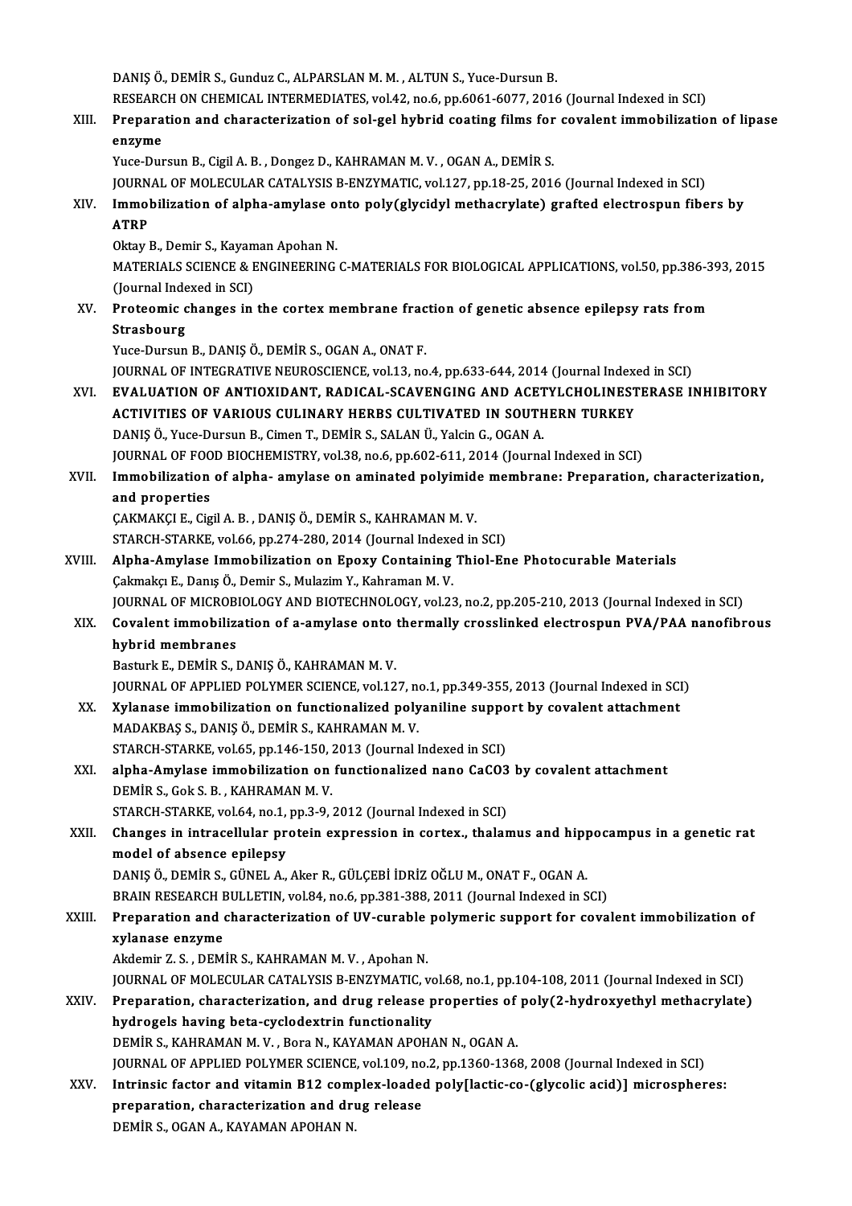DANIŞ Ö., DEMİR S., Gunduz C., ALPARSLAN M. M. , ALTUN S., Yuce-Dursun B.
RESEARCH ON CHEMICAL INTERMEDIATES, vol.42, no.6, pp.6061-6077, 2016 (Journal Indexed in SCI)

XIII. **Preparation and characterization of sol-gel hybrid coating films for covalent immobilization of lipase enzyme**
Yuce-Dursun B., Cigil A. B. , Dongez D., KAHRAMAN M. V. , OGAN A., DEMİR S.
JOURNAL OF MOLECULAR CATALYSIS B-ENZYMATIC, vol.127, pp.18-25, 2016 (Journal Indexed in SCI)

XIV. **Immobilization of alpha-amylase onto poly(glycidyl methacrylate) grafted electrospun fibers by ATRP**
Oktay B., Demir S., Kayaman Apohan N.
MATERIALS SCIENCE & ENGINEERING C-MATERIALS FOR BIOLOGICAL APPLICATIONS, vol.50, pp.386-393, 2015 (Journal Indexed in SCI)

XV. **Proteomic changes in the cortex membrane fraction of genetic absence epilepsy rats from Strasbourg**
Yuce-Dursun B., DANIŞ Ö., DEMİR S., OGAN A., ONAT F.
JOURNAL OF INTEGRATIVE NEUROSCIENCE, vol.13, no.4, pp.633-644, 2014 (Journal Indexed in SCI)

XVI. **EVALUATION OF ANTIOXIDANT, RADICAL-SCAVENGING AND ACETYLCHOLINESTERASE INHIBITORY ACTIVITIES OF VARIOUS CULINARY HERBS CULTIVATED IN SOUTHERN TURKEY**
DANIŞ Ö., Yuce-Dursun B., Cimen T., DEMİR S., SALAN Ü., Yalcin G., OGAN A.
JOURNAL OF FOOD BIOCHEMISTRY, vol.38, no.6, pp.602-611, 2014 (Journal Indexed in SCI)

XVII. **Immobilization of alpha- amylase on aminated polyimide membrane: Preparation, characterization, and properties**
ÇAKMAKÇI E., Cigil A. B. , DANIŞ Ö., DEMİR S., KAHRAMAN M. V.
STARCH-STARKE, vol.66, pp.274-280, 2014 (Journal Indexed in SCI)

XVIII. **Alpha-Amylase Immobilization on Epoxy Containing Thiol-Ene Photocurable Materials**
Çakmakçı E., Danış Ö., Demir S., Mulazim Y., Kahraman M. V.
JOURNAL OF MICROBIOLOGY AND BIOTECHNOLOGY, vol.23, no.2, pp.205-210, 2013 (Journal Indexed in SCI)

XIX. **Covalent immobilization of a-amylase onto thermally crosslinked electrospun PVA/PAA nanofibrous hybrid membranes**
Basturk E., DEMİR S., DANIŞ Ö., KAHRAMAN M. V.
JOURNAL OF APPLIED POLYMER SCIENCE, vol.127, no.1, pp.349-355, 2013 (Journal Indexed in SCI)

XX. **Xylanase immobilization on functionalized polyaniline support by covalent attachment**
MADAKBAŞ S., DANIŞ Ö., DEMİR S., KAHRAMAN M. V.
STARCH-STARKE, vol.65, pp.146-150, 2013 (Journal Indexed in SCI)

XXI. **alpha-Amylase immobilization on functionalized nano CaCO3 by covalent attachment**
DEMİR S., Gok S. B. , KAHRAMAN M. V.
STARCH-STARKE, vol.64, no.1, pp.3-9, 2012 (Journal Indexed in SCI)

XXII. **Changes in intracellular protein expression in cortex., thalamus and hippocampus in a genetic rat model of absence epilepsy**
DANIŞ Ö., DEMİR S., GÜNEL A., Aker R., GÜLÇEBİ İDRİZ OĞLU M., ONAT F., OGAN A.
BRAIN RESEARCH BULLETIN, vol.84, no.6, pp.381-388, 2011 (Journal Indexed in SCI)

XXIII. **Preparation and characterization of UV-curable polymeric support for covalent immobilization of xylanase enzyme**
Akdemir Z. S. , DEMİR S., KAHRAMAN M. V. , Apohan N.
JOURNAL OF MOLECULAR CATALYSIS B-ENZYMATIC, vol.68, no.1, pp.104-108, 2011 (Journal Indexed in SCI)

XXIV. **Preparation, characterization, and drug release properties of poly(2-hydroxyethyl methacrylate) hydrogels having beta-cyclodextrin functionality**
DEMİR S., KAHRAMAN M. V. , Bora N., KAYAMAN APOHAN N., OGAN A.
JOURNAL OF APPLIED POLYMER SCIENCE, vol.109, no.2, pp.1360-1368, 2008 (Journal Indexed in SCI)

XXV. **Intrinsic factor and vitamin B12 complex-loaded poly[lactic-co-(glycolic acid)] microspheres: preparation, characterization and drug release**
DEMİR S., OGAN A., KAYAMAN APOHAN N.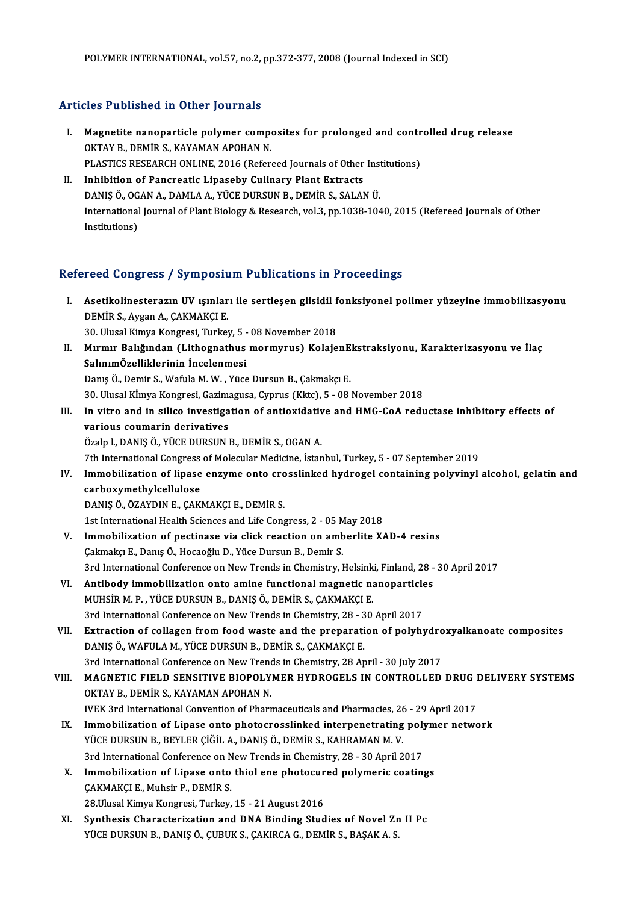POLYMER INTERNATIONAL, vol.57, no.2, pp.372-377, 2008 (Journal Indexed in SCI)

## Articles Published in Other Journals

I. **Magnetite nanoparticle polymer composites for prolonged and controlled drug release**
   OKTAY B., DEMİR S., KAYAMAN APOHAN N.
   PLASTICS RESEARCH ONLINE, 2016 (Refereed Journals of Other Institutions)

II. **Inhibition of Pancreatic Lipaseby Culinary Plant Extracts**
   DANIŞ Ö., OGAN A., DAMLA A., YÜCE DURSUN B., DEMİR S., SALAN Ü.
   International Journal of Plant Biology & Research, vol.3, pp.1038-1040, 2015 (Refereed Journals of Other Institutions)

## Refereed Congress / Symposium Publications in Proceedings

I. **Asetikolinesterazın UV ışınları ile sertleşen glisidil fonksiyonel polimer yüzeyine immobilizasyonu**
   DEMİR S., Aygan A., ÇAKMAKÇI E.
   30. Ulusal Kimya Kongresi, Turkey, 5 - 08 November 2018

II. **Mırmır Balığından (Lithognathus mormyrus) KolajenEkstraksiyonu, Karakterizasyonu ve İlaç SalınımÖzelliklerinin İncelenmesi**
   Danış Ö., Demir S., Wafula M. W. , Yüce Dursun B., Çakmakçı E.
   30. Ulusal Kİmya Kongresi, Gazimagusa, Cyprus (Kktc), 5 - 08 November 2018

III. **In vitro and in silico investigation of antioxidative and HMG-CoA reductase inhibitory effects of various coumarin derivatives**
   Özalp l., DANIŞ Ö., YÜCE DURSUN B., DEMİR S., OGAN A.
   7th International Congress of Molecular Medicine, İstanbul, Turkey, 5 - 07 September 2019

IV. **Immobilization of lipase enzyme onto crosslinked hydrogel containing polyvinyl alcohol, gelatin and carboxymethylcellulose**
   DANIŞ Ö., ÖZAYDIN E., ÇAKMAKÇI E., DEMİR S.
   1st International Health Sciences and Life Congress, 2 - 05 May 2018

V. **Immobilization of pectinase via click reaction on amberlite XAD-4 resins**
   Çakmakçı E., Danış Ö., Hocaoğlu D., Yüce Dursun B., Demir S.
   3rd International Conference on New Trends in Chemistry, Helsinki, Finland, 28 - 30 April 2017

VI. **Antibody immobilization onto amine functional magnetic nanoparticles**
   MUHSİR M. P. , YÜCE DURSUN B., DANIŞ Ö., DEMİR S., ÇAKMAKÇI E.
   3rd International Conference on New Trends in Chemistry, 28 - 30 April 2017

VII. **Extraction of collagen from food waste and the preparation of polyhydroxyalkanoate composites**
   DANIŞ Ö., WAFULA M., YÜCE DURSUN B., DEMİR S., ÇAKMAKÇI E.
   3rd International Conference on New Trends in Chemistry, 28 April - 30 July 2017

VIII. **MAGNETIC FIELD SENSITIVE BIOPOLYMER HYDROGELS IN CONTROLLED DRUG DELIVERY SYSTEMS**
   OKTAY B., DEMİR S., KAYAMAN APOHAN N.
   IVEK 3rd International Convention of Pharmaceuticals and Pharmacies, 26 - 29 April 2017

IX. **Immobilization of Lipase onto photocrosslinked interpenetrating polymer network**
   YÜCE DURSUN B., BEYLER ÇİĞİL A., DANIŞ Ö., DEMİR S., KAHRAMAN M. V.
   3rd International Conference on New Trends in Chemistry, 28 - 30 April 2017

X. **Immobilization of Lipase onto thiol ene photocured polymeric coatings**
   ÇAKMAKÇI E., Muhsir P., DEMİR S.
   28.Ulusal Kimya Kongresi, Turkey, 15 - 21 August 2016

XI. **Synthesis Characterization and DNA Binding Studies of Novel Zn II Pc**
   YÜCE DURSUN B., DANIŞ Ö., ÇUBUK S., ÇAKIRCA G., DEMİR S., BAŞAK A. S.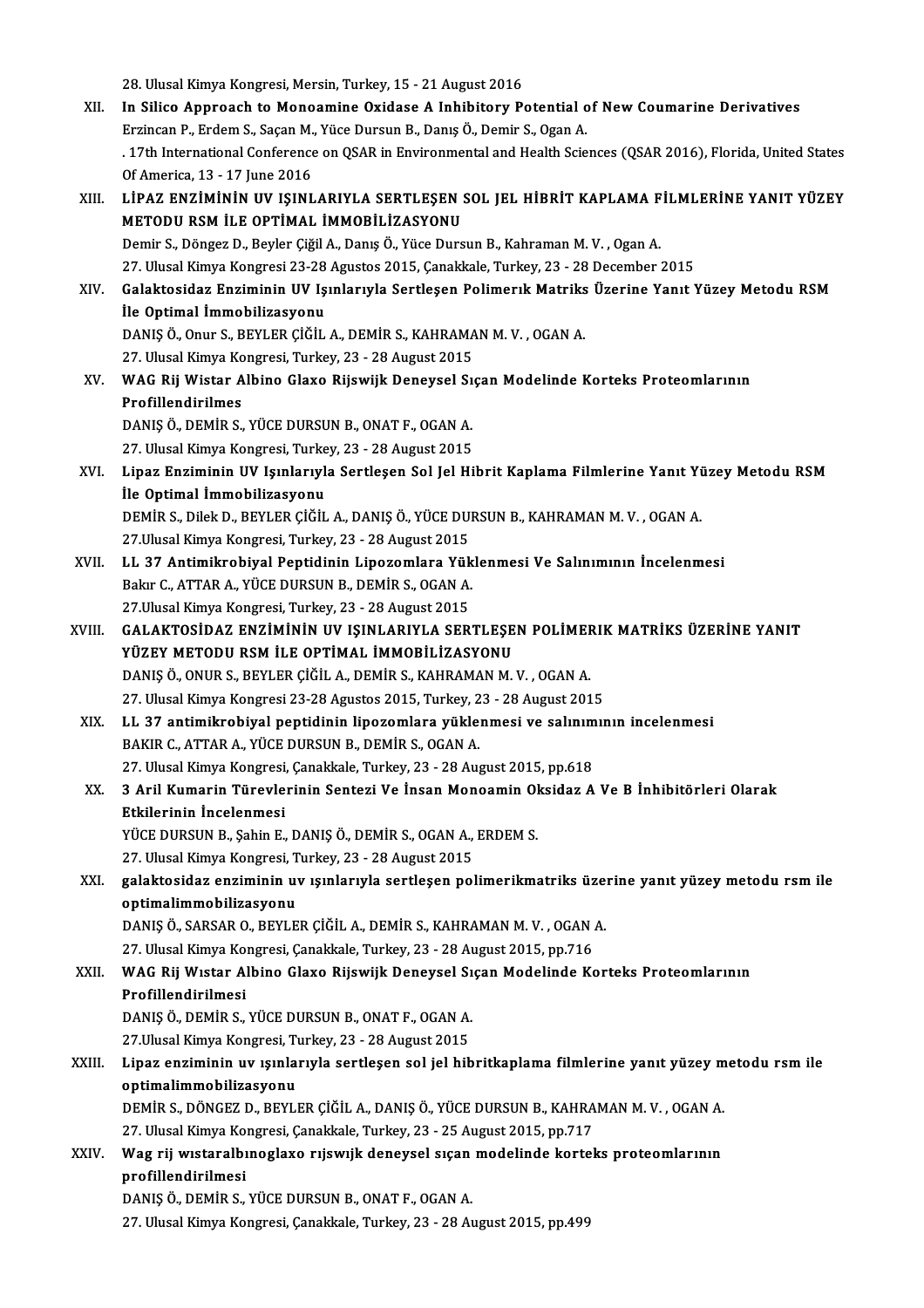28. Ulusal Kimya Kongresi, Mersin, Turkey, 15 - 21 August 2016

XII. **In Silico Approach to Monoamine Oxidase A Inhibitory Potential of New Coumarine Derivatives**
Erzincan P., Erdem S., Saçan M., Yüce Dursun B., Danış Ö., Demir S., Ogan A.
. 17th International Conference on QSAR in Environmental and Health Sciences (QSAR 2016), Florida, United States Of America, 13 - 17 June 2016

XIII. **LİPAZ ENZİMİNİN UV IŞINLARIYLA SERTLEŞEN SOL JEL HİBRİT KAPLAMA FİLMLERİNE YANIT YÜZEY METODU RSM İLE OPTİMAL İMMOBİLİZASYONU**
Demir S., Döngez D., Beyler Çiğil A., Danış Ö., Yüce Dursun B., Kahraman M. V. , Ogan A.
27. Ulusal Kimya Kongresi 23-28 Agustos 2015, Çanakkale, Turkey, 23 - 28 December 2015

XIV. **Galaktosidaz Enziminin UV Işınlarıyla Sertleşen Polimerık Matriks Üzerine Yanıt Yüzey Metodu RSM İle Optimal İmmobilizasyonu**
DANIŞ Ö., Onur S., BEYLER ÇİĞİL A., DEMİR S., KAHRAMAN M. V. , OGAN A.
27. Ulusal Kimya Kongresi, Turkey, 23 - 28 August 2015

XV. **WAG Rij Wistar Albino Glaxo Rijswijk Deneysel Sıçan Modelinde Korteks Proteomlarının Profillendirilmes**
DANIŞ Ö., DEMİR S., YÜCE DURSUN B., ONAT F., OGAN A.
27. Ulusal Kimya Kongresi, Turkey, 23 - 28 August 2015

XVI. **Lipaz Enziminin UV Işınlarıyla Sertleşen Sol Jel Hibrit Kaplama Filmlerine Yanıt Yüzey Metodu RSM İle Optimal İmmobilizasyonu**
DEMİR S., Dilek D., BEYLER ÇİĞİL A., DANIŞ Ö., YÜCE DURSUN B., KAHRAMAN M. V. , OGAN A.
27.Ulusal Kimya Kongresi, Turkey, 23 - 28 August 2015

XVII. **LL 37 Antimikrobiyal Peptidinin Lipozomlara Yüklenmesi Ve Salınımının İncelenmesi**
Bakır C., ATTAR A., YÜCE DURSUN B., DEMİR S., OGAN A.
27.Ulusal Kimya Kongresi, Turkey, 23 - 28 August 2015

XVIII. **GALAKTOSİDAZ ENZİMİNİN UV IŞINLARIYLA SERTLEŞEN POLİMERIK MATRİKS ÜZERİNE YANIT YÜZEY METODU RSM İLE OPTİMAL İMMOBİLİZASYONU**
DANIŞ Ö., ONUR S., BEYLER ÇİĞİL A., DEMİR S., KAHRAMAN M. V. , OGAN A.
27. Ulusal Kimya Kongresi 23-28 Agustos 2015, Turkey, 23 - 28 August 2015

XIX. **LL 37 antimikrobiyal peptidinin lipozomlara yüklenmesi ve salınımının incelenmesi**
BAKIR C., ATTAR A., YÜCE DURSUN B., DEMİR S., OGAN A.
27. Ulusal Kimya Kongresi, Çanakkale, Turkey, 23 - 28 August 2015, pp.618

XX. **3 Aril Kumarin Türevlerinin Sentezi Ve İnsan Monoamin Oksidaz A Ve B İnhibitörleri Olarak Etkilerinin İncelenmesi**
YÜCE DURSUN B., Şahin E., DANIŞ Ö., DEMİR S., OGAN A., ERDEM S.
27. Ulusal Kimya Kongresi, Turkey, 23 - 28 August 2015

XXI. **galaktosidaz enziminin uv ışınlarıyla sertleşen polimerikmatriks üzerine yanıt yüzey metodu rsm ile optimalimmobilizasyonu**
DANIŞ Ö., SARSAR O., BEYLER ÇİĞİL A., DEMİR S., KAHRAMAN M. V. , OGAN A.
27. Ulusal Kimya Kongresi, Çanakkale, Turkey, 23 - 28 August 2015, pp.716

XXII. **WAG Rij Wıstar Albino Glaxo Rijswijk Deneysel Sıçan Modelinde Korteks Proteomlarının Profillendirilmesi**
DANIŞ Ö., DEMİR S., YÜCE DURSUN B., ONAT F., OGAN A.
27.Ulusal Kimya Kongresi, Turkey, 23 - 28 August 2015

XXIII. **Lipaz enziminin uv ışınlarıyla sertleşen sol jel hibritkaplama filmlerine yanıt yüzey metodu rsm ile optimalimmobilizasyonu**
DEMİR S., DÖNGEZ D., BEYLER ÇİĞİL A., DANIŞ Ö., YÜCE DURSUN B., KAHRAMAN M. V. , OGAN A.
27. Ulusal Kimya Kongresi, Çanakkale, Turkey, 23 - 25 August 2015, pp.717

XXIV. **Wag rij wıstaralbınoglaxo rıjswıjk deneysel sıçan modelinde korteks proteomlarının profillendirilmesi**
DANIŞ Ö., DEMİR S., YÜCE DURSUN B., ONAT F., OGAN A.
27. Ulusal Kimya Kongresi, Çanakkale, Turkey, 23 - 28 August 2015, pp.499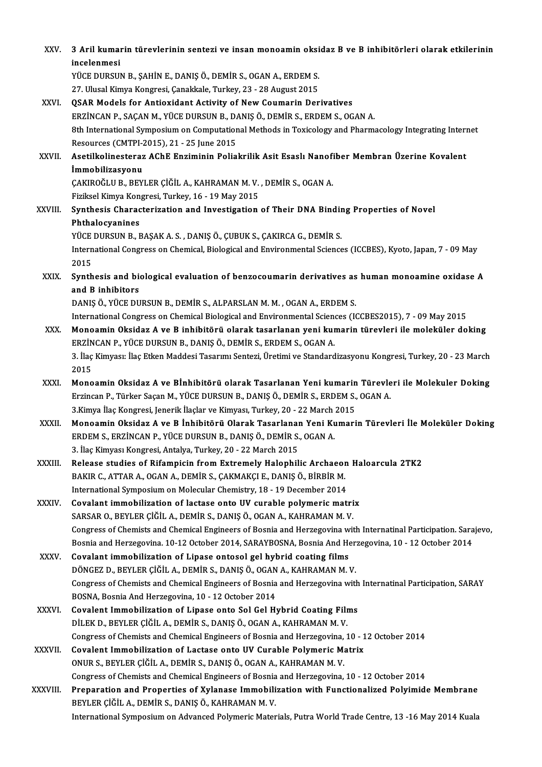XXV. **3 Aril kumarin türevlerinin sentezi ve insan monoamin oksidaz B ve B inhibitörleri olarak etkilerinin incelenmesi**
YÜCE DURSUN B., ŞAHİN E., DANIŞ Ö., DEMİR S., OGAN A., ERDEM S.
27. Ulusal Kimya Kongresi, Çanakkale, Turkey, 23 - 28 August 2015

XXVI. **QSAR Models for Antioxidant Activity of New Coumarin Derivatives**
ERZİNCAN P., SAÇAN M., YÜCE DURSUN B., DANIŞ Ö., DEMİR S., ERDEM S., OGAN A.
8th International Symposium on Computational Methods in Toxicology and Pharmacology Integrating Internet Resources (CMTPI-2015), 21 - 25 June 2015

XXVII. **Asetilkolinesteraz AChE Enziminin Poliakrilik Asit Esaslı Nanofiber Membran Üzerine Kovalent İmmobilizasyonu**
ÇAKIROĞLU B., BEYLER ÇİĞİL A., KAHRAMAN M. V. , DEMİR S., OGAN A.
Fiziksel Kimya Kongresi, Turkey, 16 - 19 May 2015

XXVIII. **Synthesis Characterization and Investigation of Their DNA Binding Properties of Novel Phthalocyanines**
YÜCE DURSUN B., BAŞAK A. S. , DANIŞ Ö., ÇUBUK S., ÇAKIRCA G., DEMİR S.
International Congress on Chemical, Biological and Environmental Sciences (ICCBES), Kyoto, Japan, 7 - 09 May 2015

XXIX. **Synthesis and biological evaluation of benzocoumarin derivatives as human monoamine oxidase A and B inhibitors**
DANIŞ Ö., YÜCE DURSUN B., DEMİR S., ALPARSLAN M. M. , OGAN A., ERDEM S.
International Congress on Chemical Biological and Environmental Sciences (ICCBES2015), 7 - 09 May 2015

XXX. **Monoamin Oksidaz A ve B inhibitörü olarak tasarlanan yeni kumarin türevleri ile moleküler doking**
ERZİNCAN P., YÜCE DURSUN B., DANIŞ Ö., DEMİR S., ERDEM S., OGAN A.
3. İlaç Kimyası: İlaç Etken Maddesi Tasarımı Sentezi, Üretimi ve Standardizasyonu Kongresi, Turkey, 20 - 23 March 2015

XXXI. **Monoamin Oksidaz A ve BİnhibitörÜ olarak Tasarlanan Yeni kumarin Türevleri ile Molekuler Doking**
Erzincan P., Türker Saçan M., YÜCE DURSUN B., DANIŞ Ö., DEMİR S., ERDEM S., OGAN A.
3.Kimya İlaç Kongresi, Jenerik İlaçlar ve Kimyası, Turkey, 20 - 22 March 2015

XXXII. **Monoamin Oksidaz A ve B İnhibitörü Olarak Tasarlanan Yeni Kumarin Türevleri İle Moleküler Doking**
ERDEM S., ERZİNCAN P., YÜCE DURSUN B., DANIŞ Ö., DEMİR S., OGAN A.
3. İlaç Kimyası Kongresi, Antalya, Turkey, 20 - 22 March 2015

XXXIII. **Release studies of Rifampicin from Extremely Halophilic Archaeon Haloarcula 2TK2**
BAKIR C., ATTAR A., OGAN A., DEMİR S., ÇAKMAKÇI E., DANIŞ Ö., BİRBİR M.
International Symposium on Molecular Chemistry, 18 - 19 December 2014

XXXIV. **Covalant immobilization of lactase onto UV curable polymeric matrix**
SARSAR O., BEYLER ÇİĞİL A., DEMİR S., DANIŞ Ö., OGAN A., KAHRAMAN M. V.
Congress of Chemists and Chemical Engineers of Bosnia and Herzegovina with Internatinal Participation. Sarajevo, Bosnia and Herzegovina. 10-12 October 2014, SARAYBOSNA, Bosnia And Herzegovina, 10 - 12 October 2014

XXXV. **Covalant immobilization of Lipase ontosol gel hybrid coating films**
DÖNGEZ D., BEYLER ÇİĞİL A., DEMİR S., DANIŞ Ö., OGAN A., KAHRAMAN M. V.
Congress of Chemists and Chemical Engineers of Bosnia and Herzegovina with Internatinal Participation, SARAY BOSNA, Bosnia And Herzegovina, 10 - 12 October 2014

XXXVI. **Covalent Immobilization of Lipase onto Sol Gel Hybrid Coating Films**
DİLEK D., BEYLER ÇİĞİL A., DEMİR S., DANIŞ Ö., OGAN A., KAHRAMAN M. V.
Congress of Chemists and Chemical Engineers of Bosnia and Herzegovina, 10 - 12 October 2014

XXXVII. **Covalent Immobilization of Lactase onto UV Curable Polymeric Matrix**
ONUR S., BEYLER ÇİĞİL A., DEMİR S., DANIŞ Ö., OGAN A., KAHRAMAN M. V.
Congress of Chemists and Chemical Engineers of Bosnia and Herzegovina, 10 - 12 October 2014

XXXVIII. **Preparation and Properties of Xylanase Immobilization with Functionalized Polyimide Membrane**
BEYLER ÇİĞİL A., DEMİR S., DANIŞ Ö., KAHRAMAN M. V.
International Symposium on Advanced Polymeric Materials, Putra World Trade Centre, 13 -16 May 2014 Kuala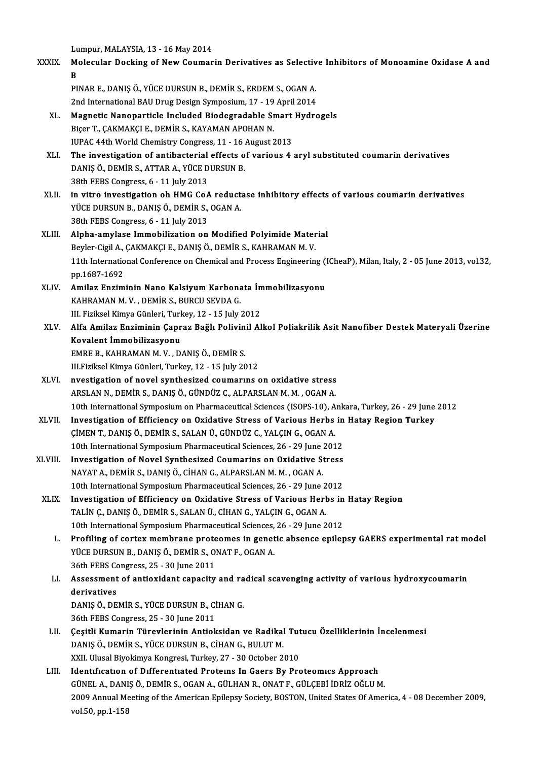Lumpur, MALAYSIA, 13 - 16 May 2014

XXXIX. **Molecular Docking of New Coumarin Derivatives as Selective Inhibitors of Monoamine Oxidase A and B**
PINAR E., DANIŞ Ö., YÜCE DURSUN B., DEMİR S., ERDEM S., OGAN A.
2nd International BAU Drug Design Symposium, 17 - 19 April 2014

XL. **Magnetic Nanoparticle Included Biodegradable Smart Hydrogels**
Biçer T., ÇAKMAKÇI E., DEMİR S., KAYAMAN APOHAN N.
IUPAC 44th World Chemistry Congress, 11 - 16 August 2013

XLI. **The investigation of antibacterial effects of various 4 aryl substituted coumarin derivatives**
DANIŞ Ö., DEMİR S., ATTAR A., YÜCE DURSUN B.
38th FEBS Congress, 6 - 11 July 2013

XLII. **in vitro investigation oh HMG CoA reductase inhibitory effects of various coumarin derivatives**
YÜCE DURSUN B., DANIŞ Ö., DEMİR S., OGAN A.
38th FEBS Congress, 6 - 11 July 2013

XLIII. **Alpha-amylase Immobilization on Modified Polyimide Material**
Beyler-Cigil A., ÇAKMAKÇI E., DANIŞ Ö., DEMİR S., KAHRAMAN M. V.
11th International Conference on Chemical and Process Engineering (ICheaP), Milan, Italy, 2 - 05 June 2013, vol.32, pp.1687-1692

XLIV. **Amilaz Enziminin Nano Kalsiyum Karbonata İmmobilizasyonu**
KAHRAMAN M. V. , DEMİR S., BURCU SEVDA G.
III. Fiziksel Kimya Günleri, Turkey, 12 - 15 July 2012

XLV. **Alfa Amilaz Enziminin Çapraz Bağlı Polivinil Alkol Poliakrilik Asit Nanofiber Destek Materyali Üzerine Kovalent İmmobilizasyonu**
EMRE B., KAHRAMAN M. V. , DANIŞ Ö., DEMİR S.
III.Fiziksel Kimya Günleri, Turkey, 12 - 15 July 2012

XLVI. **nvestigation of novel synthesized coumarıns on oxidative stress**
ARSLAN N., DEMİR S., DANIŞ Ö., GÜNDÜZ C., ALPARSLAN M. M. , OGAN A.
10th International Symposium on Pharmaceutical Sciences (ISOPS-10), Ankara, Turkey, 26 - 29 June 2012

XLVII. **Investigation of Efficiency on Oxidative Stress of Various Herbs in Hatay Region Turkey**
ÇİMEN T., DANIŞ Ö., DEMİR S., SALAN Ü., GÜNDÜZ C., YALÇIN G., OGAN A.
10th International Symposium Pharmaceutical Sciences, 26 - 29 June 2012

XLVIII. **Investigation of Novel Synthesized Coumarins on Oxidative Stress**
NAYAT A., DEMİR S., DANIŞ Ö., CİHAN G., ALPARSLAN M. M. , OGAN A.
10th International Symposium Pharmaceutical Sciences, 26 - 29 June 2012

XLIX. **Investigation of Efficiency on Oxidative Stress of Various Herbs in Hatay Region**
TALİN Ç., DANIŞ Ö., DEMİR S., SALAN Ü., CİHAN G., YALÇIN G., OGAN A.
10th International Symposium Pharmaceutical Sciences, 26 - 29 June 2012

L. **Profiling of cortex membrane proteomes in genetic absence epilepsy GAERS experimental rat model**
YÜCE DURSUN B., DANIŞ Ö., DEMİR S., ONAT F., OGAN A.
36th FEBS Congress, 25 - 30 June 2011

LI. **Assessment of antioxidant capacity and radical scavenging activity of various hydroxycoumarin derivatives**
DANIŞ Ö., DEMİR S., YÜCE DURSUN B., CİHAN G.
36th FEBS Congress, 25 - 30 June 2011

LII. **Çeşitli Kumarin Türevlerinin Antioksidan ve Radikal Tutucu Özelliklerinin İncelenmesi**
DANIŞ Ö., DEMİR S., YÜCE DURSUN B., CİHAN G., BULUT M.
XXII. Ulusal Biyokimya Kongresi, Turkey, 27 - 30 October 2010

LIII. **Identıfıcatıon of Dıfferentıated Proteıns In Gaers By Proteomıcs Approach**
GÜNEL A., DANIŞ Ö., DEMİR S., OGAN A., GÜLHAN R., ONAT F., GÜLÇEBİ İDRİZ OĞLU M.
2009 Annual Meeting of the American Epilepsy Society, BOSTON, United States Of America, 4 - 08 December 2009, vol.50, pp.1-158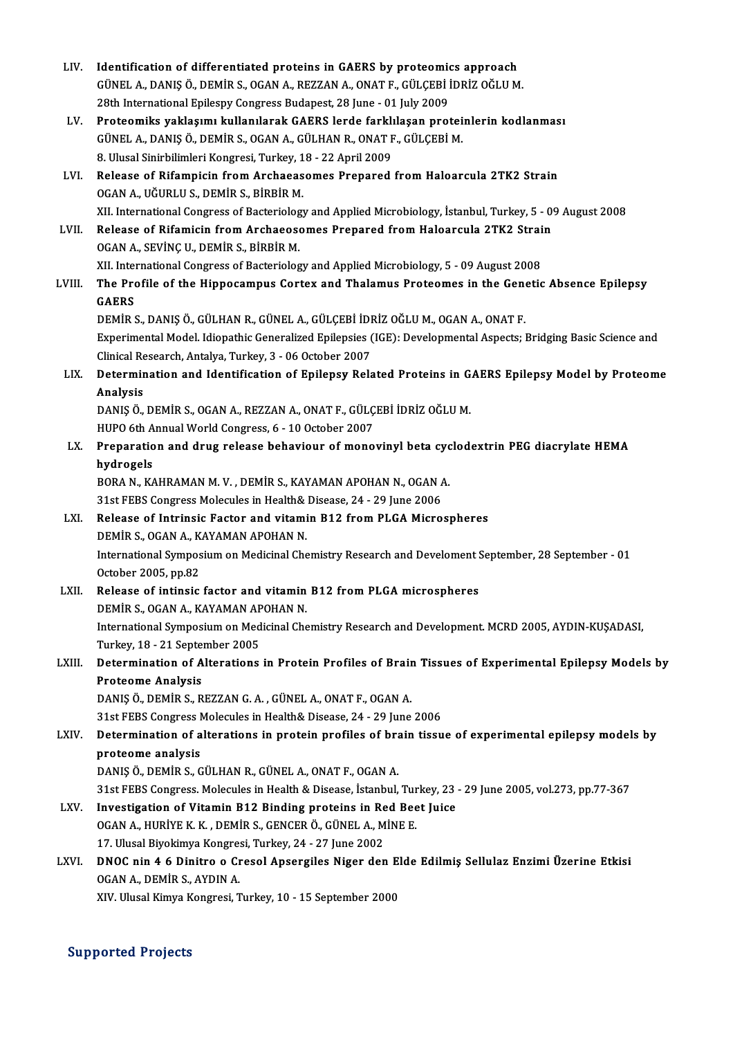LIV. **Identification of differentiated proteins in GAERS by proteomics approach**
GÜNEL A., DANIŞ Ö., DEMİR S., OGAN A., REZZAN A., ONAT F., GÜLÇEBİ İDRİZ OĞLU M.
28th International Epilespy Congress Budapest, 28 June - 01 July 2009

LV. **Proteomiks yaklaşımı kullanılarak GAERS lerde farklılaşan proteinlerin kodlanması**
GÜNEL A., DANIŞ Ö., DEMİR S., OGAN A., GÜLHAN R., ONAT F., GÜLÇEBİ M.
8. Ulusal Sinirbilimleri Kongresi, Turkey, 18 - 22 April 2009

LVI. **Release of Rifampicin from Archaeasomes Prepared from Haloarcula 2TK2 Strain**
OGAN A., UĞURLU S., DEMİR S., BİRBİR M.
XII. International Congress of Bacteriology and Applied Microbiology, İstanbul, Turkey, 5 - 09 August 2008

LVII. **Release of Rifamicin from Archaeosomes Prepared from Haloarcula 2TK2 Strain**
OGAN A., SEVİNÇ U., DEMİR S., BİRBİR M.
XII. International Congress of Bacteriology and Applied Microbiology, 5 - 09 August 2008

LVIII. **The Profile of the Hippocampus Cortex and Thalamus Proteomes in the Genetic Absence Epilepsy GAERS**
DEMİR S., DANIŞ Ö., GÜLHAN R., GÜNEL A., GÜLÇEBİ İDRİZ OĞLU M., OGAN A., ONAT F.
Experimental Model. Idiopathic Generalized Epilepsies (IGE): Developmental Aspects; Bridging Basic Science and Clinical Research, Antalya, Turkey, 3 - 06 October 2007

LIX. **Determination and Identification of Epilepsy Related Proteins in GAERS Epilepsy Model by Proteome Analysis**
DANIŞ Ö., DEMİR S., OGAN A., REZZAN A., ONAT F., GÜLÇEBİ İDRİZ OĞLU M.
HUPO 6th Annual World Congress, 6 - 10 October 2007

LX. **Preparation and drug release behaviour of monovinyl beta cyclodextrin PEG diacrylate HEMA hydrogels**
BORA N., KAHRAMAN M. V. , DEMİR S., KAYAMAN APOHAN N., OGAN A.
31st FEBS Congress Molecules in Health& Disease, 24 - 29 June 2006

LXI. **Release of Intrinsic Factor and vitamin B12 from PLGA Microspheres**
DEMİR S., OGAN A., KAYAMAN APOHAN N.
International Symposium on Medicinal Chemistry Research and Develoment September, 28 September - 01 October 2005, pp.82

LXII. **Release of intinsic factor and vitamin B12 from PLGA microspheres**
DEMİR S., OGAN A., KAYAMAN APOHAN N.
International Symposium on Medicinal Chemistry Research and Development. MCRD 2005, AYDIN-KUŞADASI, Turkey, 18 - 21 September 2005

LXIII. **Determination of Alterations in Protein Profiles of Brain Tissues of Experimental Epilepsy Models by Proteome Analysis**
DANIŞ Ö., DEMİR S., REZZAN G. A. , GÜNEL A., ONAT F., OGAN A.
31st FEBS Congress Molecules in Health& Disease, 24 - 29 June 2006

LXIV. **Determination of alterations in protein profiles of brain tissue of experimental epilepsy models by proteome analysis**
DANIŞ Ö., DEMİR S., GÜLHAN R., GÜNEL A., ONAT F., OGAN A.
31st FEBS Congress. Molecules in Health & Disease, İstanbul, Turkey, 23 - 29 June 2005, vol.273, pp.77-367

LXV. **Investigation of Vitamin B12 Binding proteins in Red Beet Juice**
OGAN A., HURİYE K. K. , DEMİR S., GENCER Ö., GÜNEL A., MİNE E.
17. Ulusal Biyokimya Kongresi, Turkey, 24 - 27 June 2002

LXVI. **DNOC nin 4 6 Dinitro o Cresol Apsergiles Niger den Elde Edilmiş Sellulaz Enzimi Üzerine Etkisi**
OGAN A., DEMİR S., AYDIN A.
XIV. Ulusal Kimya Kongresi, Turkey, 10 - 15 September 2000

## Supported Projects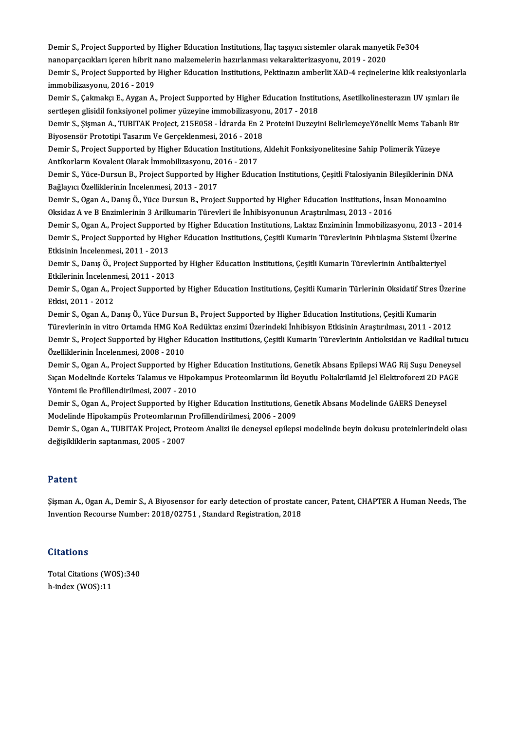Demir S., Project Supported by Higher Education Institutions, İlaç taşıyıcı sistemler olarak manyetik $Fe_3O_4$ nanoparçacıkları içeren hibrit nano malzemelerin hazırlanması vekarakterizasyonu, 2019 - 2020

Demir S., Project Supported by Higher Education Institutions, Pektinazın amberlit XAD-4 reçinelerine klik reaksiyonlarla immobilizasyonu, 2016 - 2019

Demir S., Çakmakçı E., Aygan A., Project Supported by Higher Education Institutions, Asetilkolinesterazın UV ışınları ile sertleşen glisidil fonksiyonel polimer yüzeyine immobilizasyonu, 2017 - 2018

Demir S., Şişman A., TUBITAK Project, 215E058 - İdrarda En 2 Proteini Duzeyini BelirlemeyeYönelik Mems Tabanlı Bir Biyosensör Prototipi Tasarım Ve Gerçeklenmesi, 2016 - 2018

Demir S., Project Supported by Higher Education Institutions, Aldehit Fonksiyonelitesine Sahip Polimerik Yüzeye Antikorların Kovalent Olarak İmmobilizasyonu, 2016 - 2017

Demir S., Yüce-Dursun B., Project Supported by Higher Education Institutions, Çeşitli Ftalosiyanin Bileşiklerinin DNA Bağlayıcı Özelliklerinin İncelenmesi, 2013 - 2017

Demir S., Ogan A., Danış Ö., Yüce Dursun B., Project Supported by Higher Education Institutions, İnsan Monoamino Oksidaz A ve B Enzimlerinin 3 Arilkumarin Türevleri ile İnhibisyonunun Araştırılması, 2013 - 2016

Demir S., Ogan A., Project Supported by Higher Education Institutions, Laktaz Enziminin İmmobilizasyonu, 2013 - 2014

Demir S., Project Supported by Higher Education Institutions, Çeşitli Kumarin Türevlerinin Pıhtılaşma Sistemi Üzerine Etkisinin İncelenmesi, 2011 - 2013

Demir S., Danış Ö., Project Supported by Higher Education Institutions, Çeşitli Kumarin Türevlerinin Antibakteriyel Etkilerinin İncelenmesi, 2011 - 2013

Demir S., Ogan A., Project Supported by Higher Education Institutions, Çeşitli Kumarin Türlerinin Oksidatif Stres Üzerine Etkisi, 2011 - 2012

Demir S., Ogan A., Danış Ö., Yüce Dursun B., Project Supported by Higher Education Institutions, Çeşitli Kumarin Türevlerinin in vitro Ortamda HMG KoA Redüktaz enzimi Üzerindeki İnhibisyon Etkisinin Araştırılması, 2011 - 2012

Demir S., Project Supported by Higher Education Institutions, Çeşitli Kumarin Türevlerinin Antioksidan ve Radikal tutucu Özelliklerinin İncelenmesi, 2008 - 2010

Demir S., Ogan A., Project Supported by Higher Education Institutions, Genetik Absans Epilepsi WAG Rij Suşu Deneysel Sıçan Modelinde Korteks Talamus ve Hipokampus Proteomlarının İki Boyutlu Poliakrilamid Jel Elektroforezi 2D PAGE Yöntemi ile Profillendirilmesi, 2007 - 2010

Demir S., Ogan A., Project Supported by Higher Education Institutions, Genetik Absans Modelinde GAERS Deneysel Modelinde Hipokampüs Proteomlarının Profillendirilmesi, 2006 - 2009

Demir S., Ogan A., TUBITAK Project, Proteom Analizi ile deneysel epilepsi modelinde beyin dokusu proteinlerindeki olası değişikliklerin saptanması, 2005 - 2007

## Patent

Şişman A., Ogan A., Demir S., A Biyosensor for early detection of prostate cancer, Patent, CHAPTER A Human Needs, The Invention Recourse Number: 2018/02751 , Standard Registration, 2018

## Citations

Total Citations (WOS):340

h-index (WOS):11